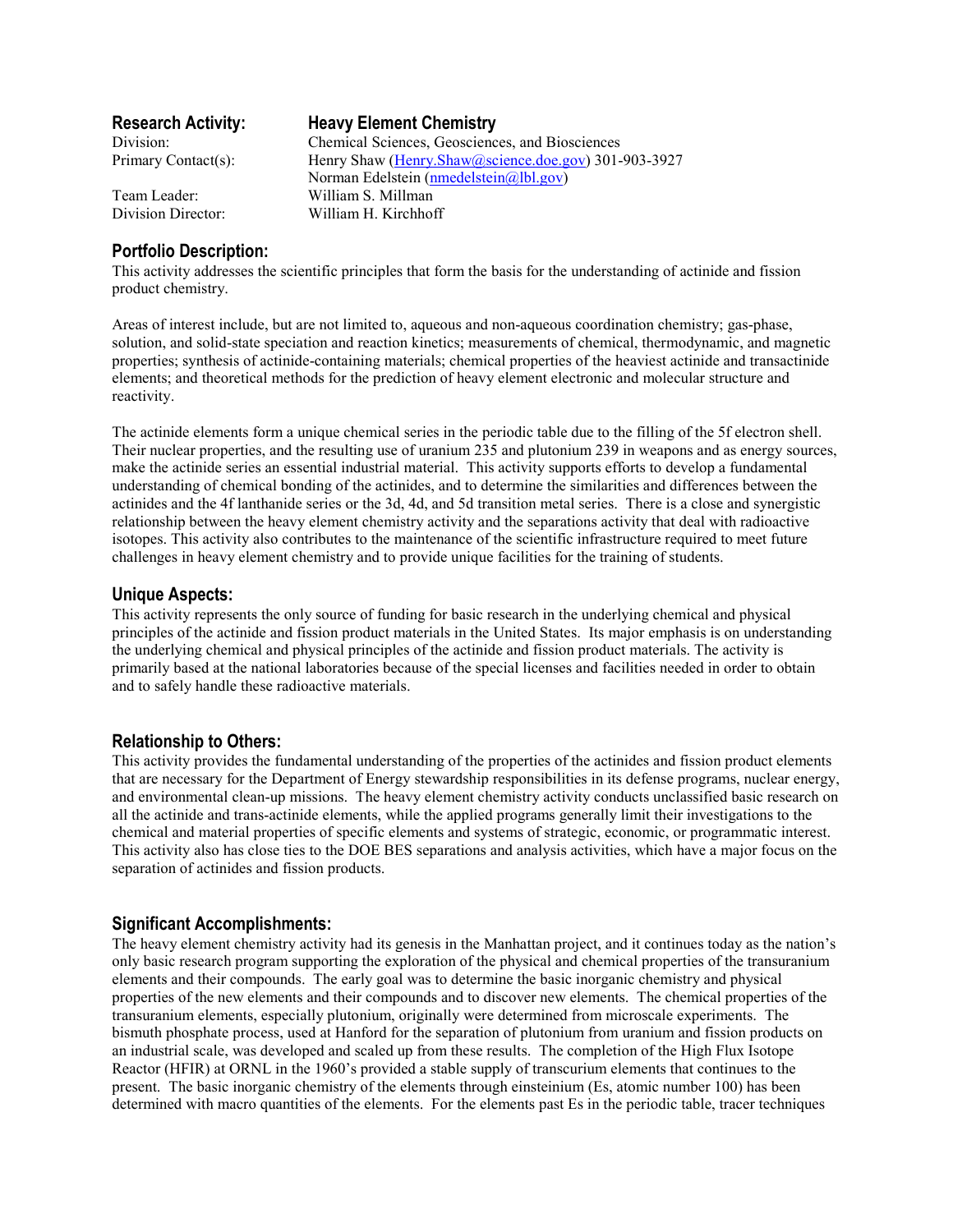## Research Activity: Heavy Element Chemistry

Division: Chemical Sciences, Geosciences, and Biosciences
Primary Contact(s): Henry Shaw (Henry.Shaw@science.doe.gov) 301-903-3927
Norman Edelstein (nmedelstein@lbl.gov)
Team Leader: William S. Millman
Division Director: William H. Kirchhoff

### Portfolio Description:

This activity addresses the scientific principles that form the basis for the understanding of actinide and fission product chemistry.

Areas of interest include, but are not limited to, aqueous and non-aqueous coordination chemistry; gas-phase, solution, and solid-state speciation and reaction kinetics; measurements of chemical, thermodynamic, and magnetic properties; synthesis of actinide-containing materials; chemical properties of the heaviest actinide and transactinide elements; and theoretical methods for the prediction of heavy element electronic and molecular structure and reactivity.

The actinide elements form a unique chemical series in the periodic table due to the filling of the 5f electron shell. Their nuclear properties, and the resulting use of uranium 235 and plutonium 239 in weapons and as energy sources, make the actinide series an essential industrial material. This activity supports efforts to develop a fundamental understanding of chemical bonding of the actinides, and to determine the similarities and differences between the actinides and the 4f lanthanide series or the 3d, 4d, and 5d transition metal series. There is a close and synergistic relationship between the heavy element chemistry activity and the separations activity that deal with radioactive isotopes. This activity also contributes to the maintenance of the scientific infrastructure required to meet future challenges in heavy element chemistry and to provide unique facilities for the training of students.

### Unique Aspects:

This activity represents the only source of funding for basic research in the underlying chemical and physical principles of the actinide and fission product materials in the United States. Its major emphasis is on understanding the underlying chemical and physical principles of the actinide and fission product materials. The activity is primarily based at the national laboratories because of the special licenses and facilities needed in order to obtain and to safely handle these radioactive materials.

### Relationship to Others:

This activity provides the fundamental understanding of the properties of the actinides and fission product elements that are necessary for the Department of Energy stewardship responsibilities in its defense programs, nuclear energy, and environmental clean-up missions. The heavy element chemistry activity conducts unclassified basic research on all the actinide and trans-actinide elements, while the applied programs generally limit their investigations to the chemical and material properties of specific elements and systems of strategic, economic, or programmatic interest. This activity also has close ties to the DOE BES separations and analysis activities, which have a major focus on the separation of actinides and fission products.

### Significant Accomplishments:

The heavy element chemistry activity had its genesis in the Manhattan project, and it continues today as the nation's only basic research program supporting the exploration of the physical and chemical properties of the transuranium elements and their compounds. The early goal was to determine the basic inorganic chemistry and physical properties of the new elements and their compounds and to discover new elements. The chemical properties of the transuranium elements, especially plutonium, originally were determined from microscale experiments. The bismuth phosphate process, used at Hanford for the separation of plutonium from uranium and fission products on an industrial scale, was developed and scaled up from these results. The completion of the High Flux Isotope Reactor (HFIR) at ORNL in the 1960's provided a stable supply of transcurium elements that continues to the present. The basic inorganic chemistry of the elements through einsteinium (Es, atomic number 100) has been determined with macro quantities of the elements. For the elements past Es in the periodic table, tracer techniques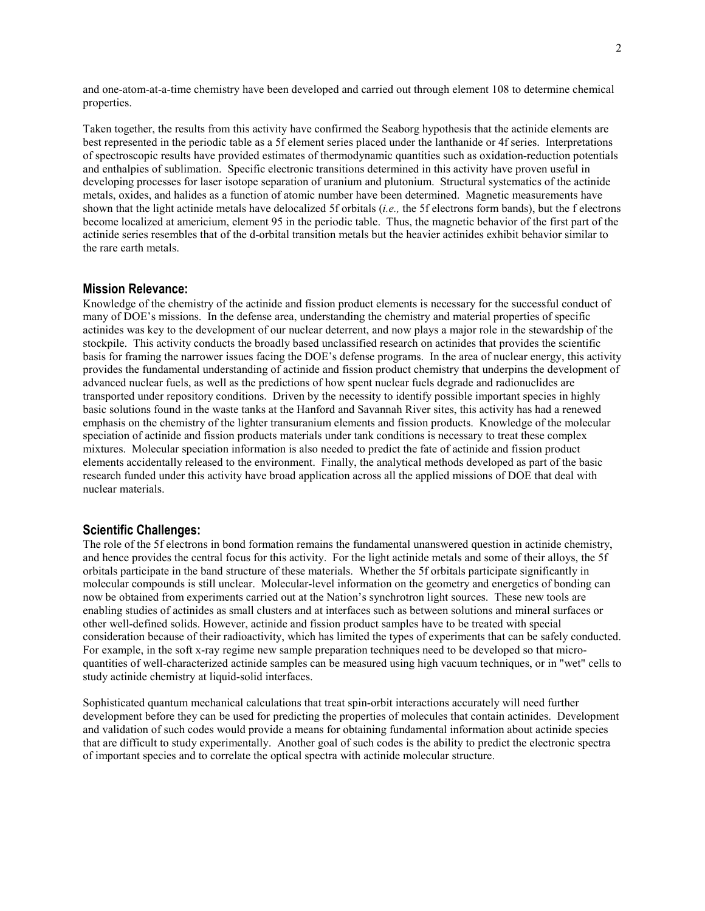and one-atom-at-a-time chemistry have been developed and carried out through element 108 to determine chemical properties.

Taken together, the results from this activity have confirmed the Seaborg hypothesis that the actinide elements are best represented in the periodic table as a 5f element series placed under the lanthanide or 4f series. Interpretations of spectroscopic results have provided estimates of thermodynamic quantities such as oxidation-reduction potentials and enthalpies of sublimation. Specific electronic transitions determined in this activity have proven useful in developing processes for laser isotope separation of uranium and plutonium. Structural systematics of the actinide metals, oxides, and halides as a function of atomic number have been determined. Magnetic measurements have shown that the light actinide metals have delocalized 5f orbitals (*i.e.,* the 5f electrons form bands), but the f electrons become localized at americium, element 95 in the periodic table. Thus, the magnetic behavior of the first part of the actinide series resembles that of the d-orbital transition metals but the heavier actinides exhibit behavior similar to the rare earth metals.

## Mission Relevance:

Knowledge of the chemistry of the actinide and fission product elements is necessary for the successful conduct of many of DOE's missions. In the defense area, understanding the chemistry and material properties of specific actinides was key to the development of our nuclear deterrent, and now plays a major role in the stewardship of the stockpile. This activity conducts the broadly based unclassified research on actinides that provides the scientific basis for framing the narrower issues facing the DOE's defense programs. In the area of nuclear energy, this activity provides the fundamental understanding of actinide and fission product chemistry that underpins the development of advanced nuclear fuels, as well as the predictions of how spent nuclear fuels degrade and radionuclides are transported under repository conditions. Driven by the necessity to identify possible important species in highly basic solutions found in the waste tanks at the Hanford and Savannah River sites, this activity has had a renewed emphasis on the chemistry of the lighter transuranium elements and fission products. Knowledge of the molecular speciation of actinide and fission products materials under tank conditions is necessary to treat these complex mixtures. Molecular speciation information is also needed to predict the fate of actinide and fission product elements accidentally released to the environment. Finally, the analytical methods developed as part of the basic research funded under this activity have broad application across all the applied missions of DOE that deal with nuclear materials.

## Scientific Challenges:

The role of the 5f electrons in bond formation remains the fundamental unanswered question in actinide chemistry, and hence provides the central focus for this activity. For the light actinide metals and some of their alloys, the 5f orbitals participate in the band structure of these materials. Whether the 5f orbitals participate significantly in molecular compounds is still unclear. Molecular-level information on the geometry and energetics of bonding can now be obtained from experiments carried out at the Nation's synchrotron light sources. These new tools are enabling studies of actinides as small clusters and at interfaces such as between solutions and mineral surfaces or other well-defined solids. However, actinide and fission product samples have to be treated with special consideration because of their radioactivity, which has limited the types of experiments that can be safely conducted. For example, in the soft x-ray regime new sample preparation techniques need to be developed so that micro-quantities of well-characterized actinide samples can be measured using high vacuum techniques, or in "wet" cells to study actinide chemistry at liquid-solid interfaces.

Sophisticated quantum mechanical calculations that treat spin-orbit interactions accurately will need further development before they can be used for predicting the properties of molecules that contain actinides. Development and validation of such codes would provide a means for obtaining fundamental information about actinide species that are difficult to study experimentally. Another goal of such codes is the ability to predict the electronic spectra of important species and to correlate the optical spectra with actinide molecular structure.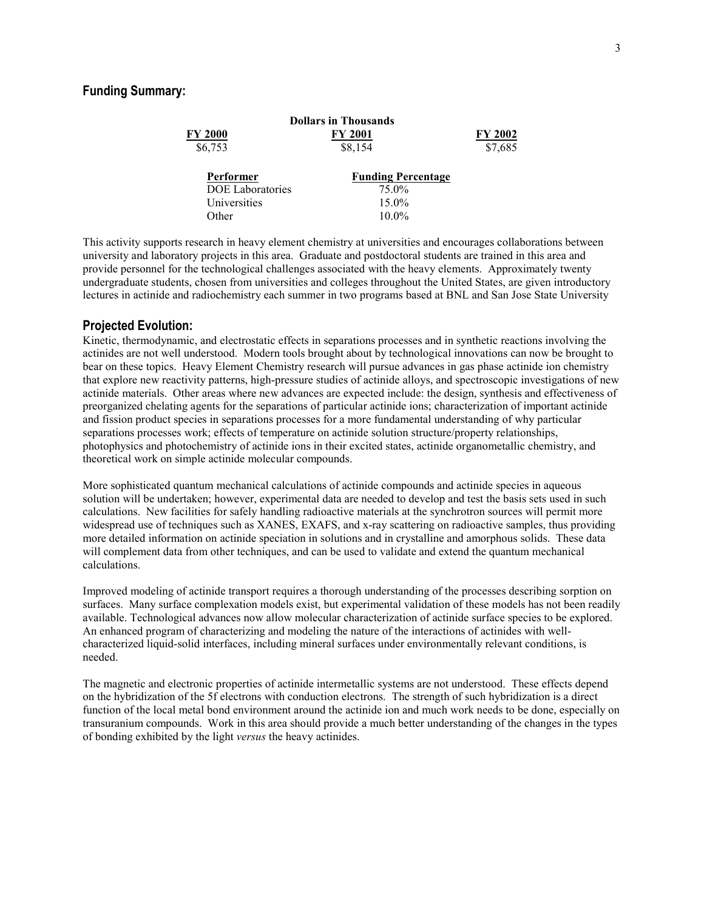## Funding Summary:

| Dollars in Thousands | | |
|---|---|---|
| **FY 2000** | **FY 2001** | **FY 2002** |
| \$6,753 | \$8,154 | \$7,685 |

| Performer | Funding Percentage |
|---|---|
| DOE Laboratories | 75.0% |
| Universities | 15.0% |
| Other | 10.0% |

This activity supports research in heavy element chemistry at universities and encourages collaborations between university and laboratory projects in this area. Graduate and postdoctoral students are trained in this area and provide personnel for the technological challenges associated with the heavy elements. Approximately twenty undergraduate students, chosen from universities and colleges throughout the United States, are given introductory lectures in actinide and radiochemistry each summer in two programs based at BNL and San Jose State University

## Projected Evolution:

Kinetic, thermodynamic, and electrostatic effects in separations processes and in synthetic reactions involving the actinides are not well understood. Modern tools brought about by technological innovations can now be brought to bear on these topics. Heavy Element Chemistry research will pursue advances in gas phase actinide ion chemistry that explore new reactivity patterns, high-pressure studies of actinide alloys, and spectroscopic investigations of new actinide materials. Other areas where new advances are expected include: the design, synthesis and effectiveness of preorganized chelating agents for the separations of particular actinide ions; characterization of important actinide and fission product species in separations processes for a more fundamental understanding of why particular separations processes work; effects of temperature on actinide solution structure/property relationships, photophysics and photochemistry of actinide ions in their excited states, actinide organometallic chemistry, and theoretical work on simple actinide molecular compounds.

More sophisticated quantum mechanical calculations of actinide compounds and actinide species in aqueous solution will be undertaken; however, experimental data are needed to develop and test the basis sets used in such calculations. New facilities for safely handling radioactive materials at the synchrotron sources will permit more widespread use of techniques such as XANES, EXAFS, and x-ray scattering on radioactive samples, thus providing more detailed information on actinide speciation in solutions and in crystalline and amorphous solids. These data will complement data from other techniques, and can be used to validate and extend the quantum mechanical calculations.

Improved modeling of actinide transport requires a thorough understanding of the processes describing sorption on surfaces. Many surface complexation models exist, but experimental validation of these models has not been readily available. Technological advances now allow molecular characterization of actinide surface species to be explored. An enhanced program of characterizing and modeling the nature of the interactions of actinides with well-characterized liquid-solid interfaces, including mineral surfaces under environmentally relevant conditions, is needed.

The magnetic and electronic properties of actinide intermetallic systems are not understood. These effects depend on the hybridization of the 5f electrons with conduction electrons. The strength of such hybridization is a direct function of the local metal bond environment around the actinide ion and much work needs to be done, especially on transuranium compounds. Work in this area should provide a much better understanding of the changes in the types of bonding exhibited by the light *versus* the heavy actinides.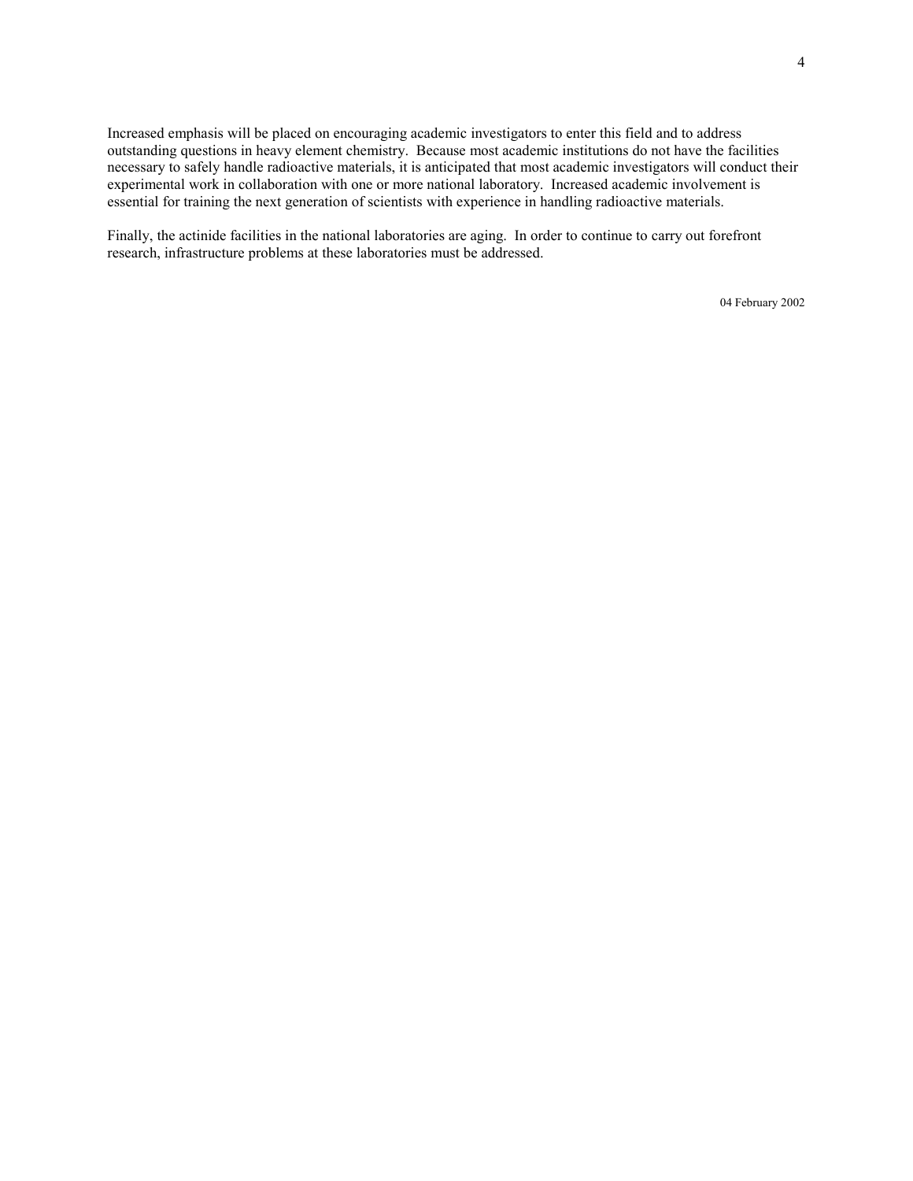Increased emphasis will be placed on encouraging academic investigators to enter this field and to address outstanding questions in heavy element chemistry. Because most academic institutions do not have the facilities necessary to safely handle radioactive materials, it is anticipated that most academic investigators will conduct their experimental work in collaboration with one or more national laboratory. Increased academic involvement is essential for training the next generation of scientists with experience in handling radioactive materials.

Finally, the actinide facilities in the national laboratories are aging. In order to continue to carry out forefront research, infrastructure problems at these laboratories must be addressed.

04 February 2002